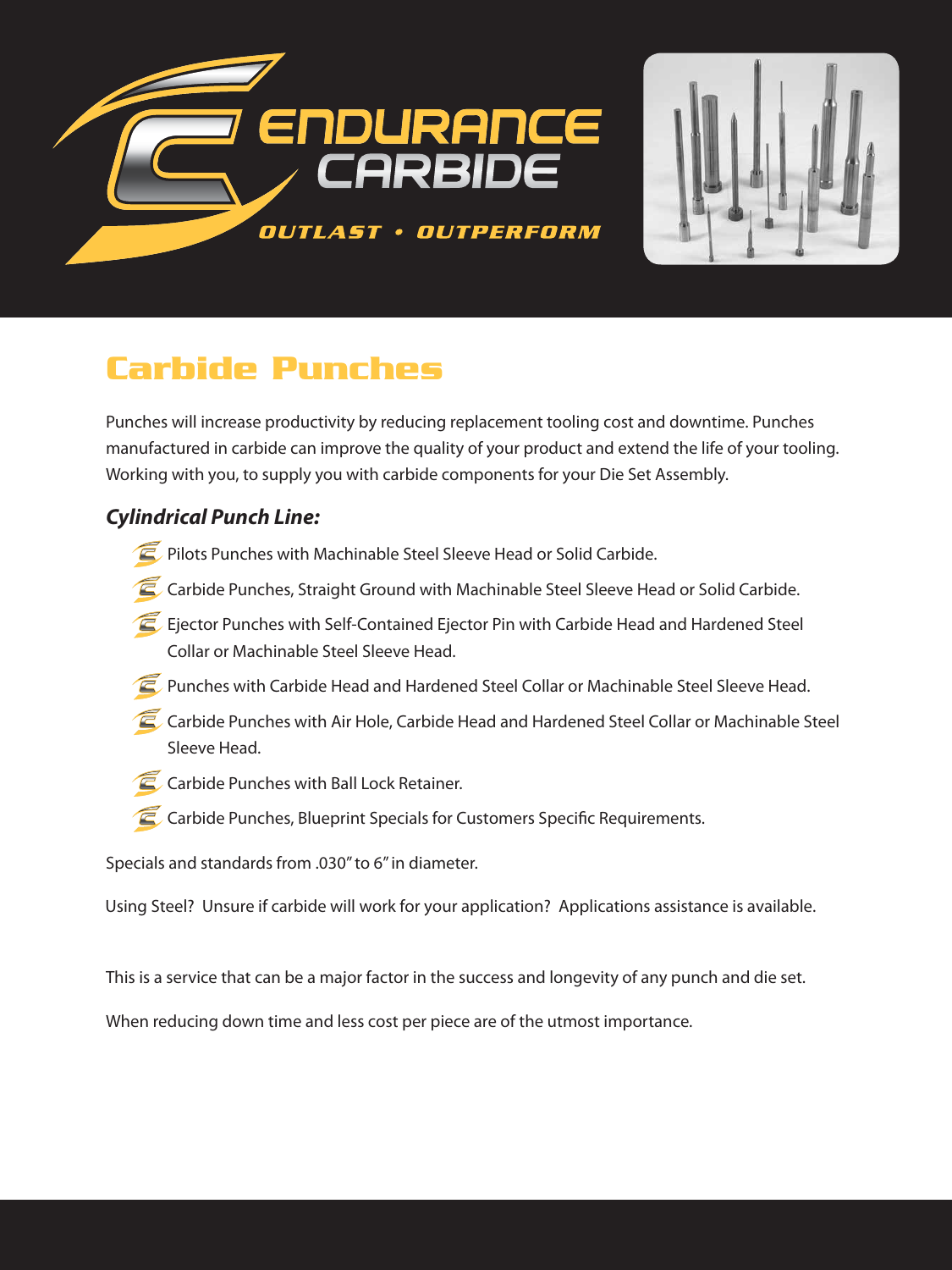ENDURANCE CARBIDE

OUTLAST • OUTPERFORM

# Carbide Punches

Punches will increase productivity by reducing replacement tooling cost and downtime. Punches manufactured in carbide can improve the quality of your product and extend the life of your tooling. Working with you, to supply you with carbide components for your Die Set Assembly.

### *Cylindrical Punch Line:*

- Pilots Punches with Machinable Steel Sleeve Head or Solid Carbide.
- Carbide Punches, Straight Ground with Machinable Steel Sleeve Head or Solid Carbide.
- Ejector Punches with Self-Contained Ejector Pin with Carbide Head and Hardened Steel Collar or Machinable Steel Sleeve Head.
- Punches with Carbide Head and Hardened Steel Collar or Machinable Steel Sleeve Head.
- Carbide Punches with Air Hole, Carbide Head and Hardened Steel Collar or Machinable Steel Sleeve Head.
- Carbide Punches with Ball Lock Retainer.
- Carbide Punches, Blueprint Specials for Customers Specific Requirements.

Specials and standards from .030" to 6" in diameter.

Using Steel? Unsure if carbide will work for your application? Applications assistance is available.

This is a service that can be a major factor in the success and longevity of any punch and die set.

When reducing down time and less cost per piece are of the utmost importance.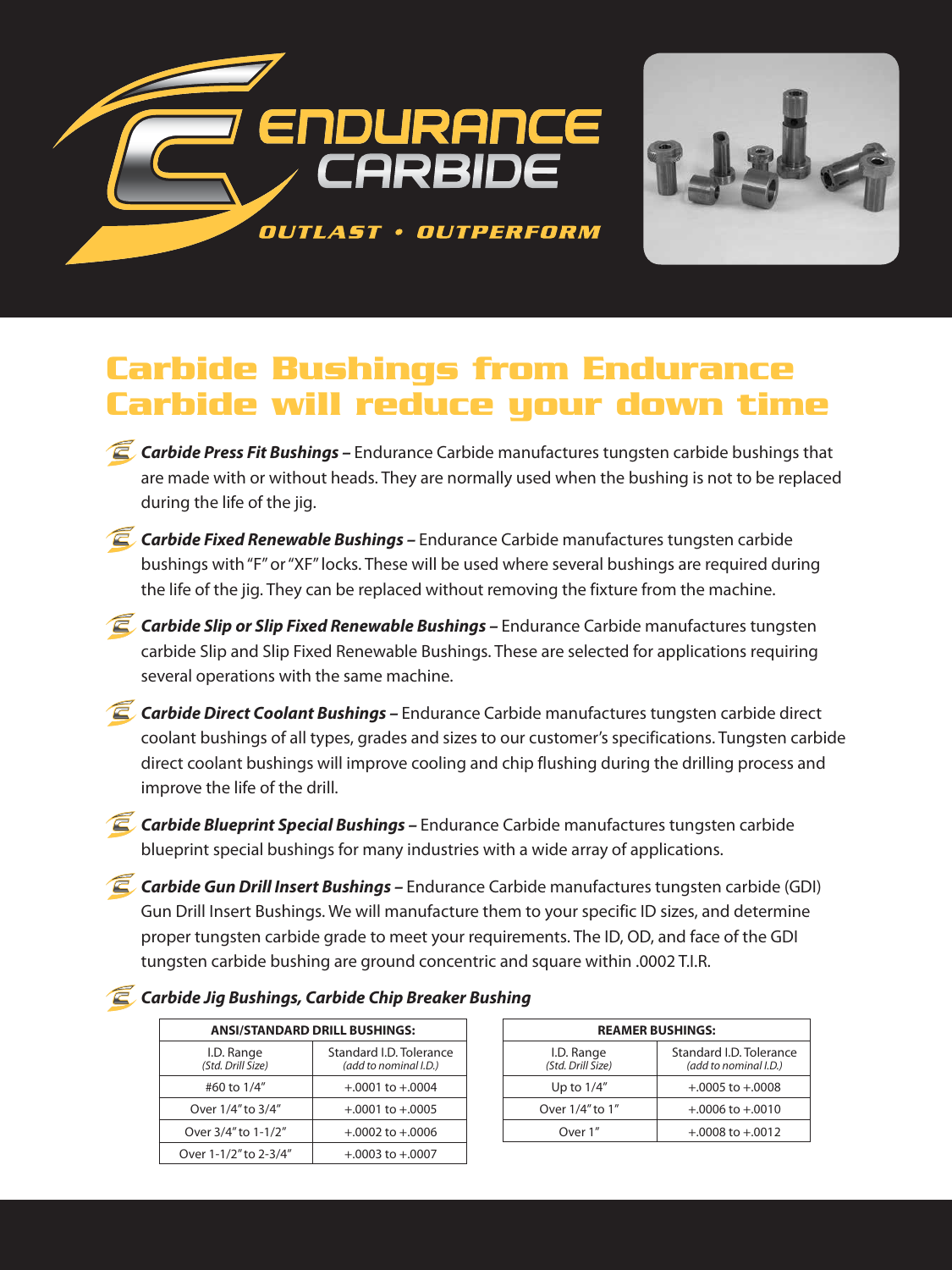ENDURANCE CARBIDE

OUTLAST • OUTPERFORM

# Carbide Bushings from Endurance Carbide will reduce your down time

- ***Carbide Press Fit Bushings –*** Endurance Carbide manufactures tungsten carbide bushings that are made with or without heads. They are normally used when the bushing is not to be replaced during the life of the jig.
- ***Carbide Fixed Renewable Bushings –*** Endurance Carbide manufactures tungsten carbide bushings with "F" or "XF" locks. These will be used where several bushings are required during the life of the jig. They can be replaced without removing the fixture from the machine.
- ***Carbide Slip or Slip Fixed Renewable Bushings –*** Endurance Carbide manufactures tungsten carbide Slip and Slip Fixed Renewable Bushings. These are selected for applications requiring several operations with the same machine.
- ***Carbide Direct Coolant Bushings –*** Endurance Carbide manufactures tungsten carbide direct coolant bushings of all types, grades and sizes to our customer's specifications. Tungsten carbide direct coolant bushings will improve cooling and chip flushing during the drilling process and improve the life of the drill.
- ***Carbide Blueprint Special Bushings –*** Endurance Carbide manufactures tungsten carbide blueprint special bushings for many industries with a wide array of applications.
- ***Carbide Gun Drill Insert Bushings –*** Endurance Carbide manufactures tungsten carbide (GDI) Gun Drill Insert Bushings. We will manufacture them to your specific ID sizes, and determine proper tungsten carbide grade to meet your requirements. The ID, OD, and face of the GDI tungsten carbide bushing are ground concentric and square within .0002 T.I.R.
- ***Carbide Jig Bushings, Carbide Chip Breaker Bushing***

| ANSI/STANDARD DRILL BUSHINGS: | |
|---|---|
| I.D. Range *(Std. Drill Size)* | Standard I.D. Tolerance *(add to nominal I.D.)* |
| #60 to 1/4" | +.0001 to +.0004 |
| Over 1/4" to 3/4" | +.0001 to +.0005 |
| Over 3/4" to 1-1/2" | +.0002 to +.0006 |
| Over 1-1/2" to 2-3/4" | +.0003 to +.0007 |

| REAMER BUSHINGS: | |
|---|---|
| I.D. Range *(Std. Drill Size)* | Standard I.D. Tolerance *(add to nominal I.D.)* |
| Up to 1/4" | +.0005 to +.0008 |
| Over 1/4" to 1" | +.0006 to +.0010 |
| Over 1" | +.0008 to +.0012 |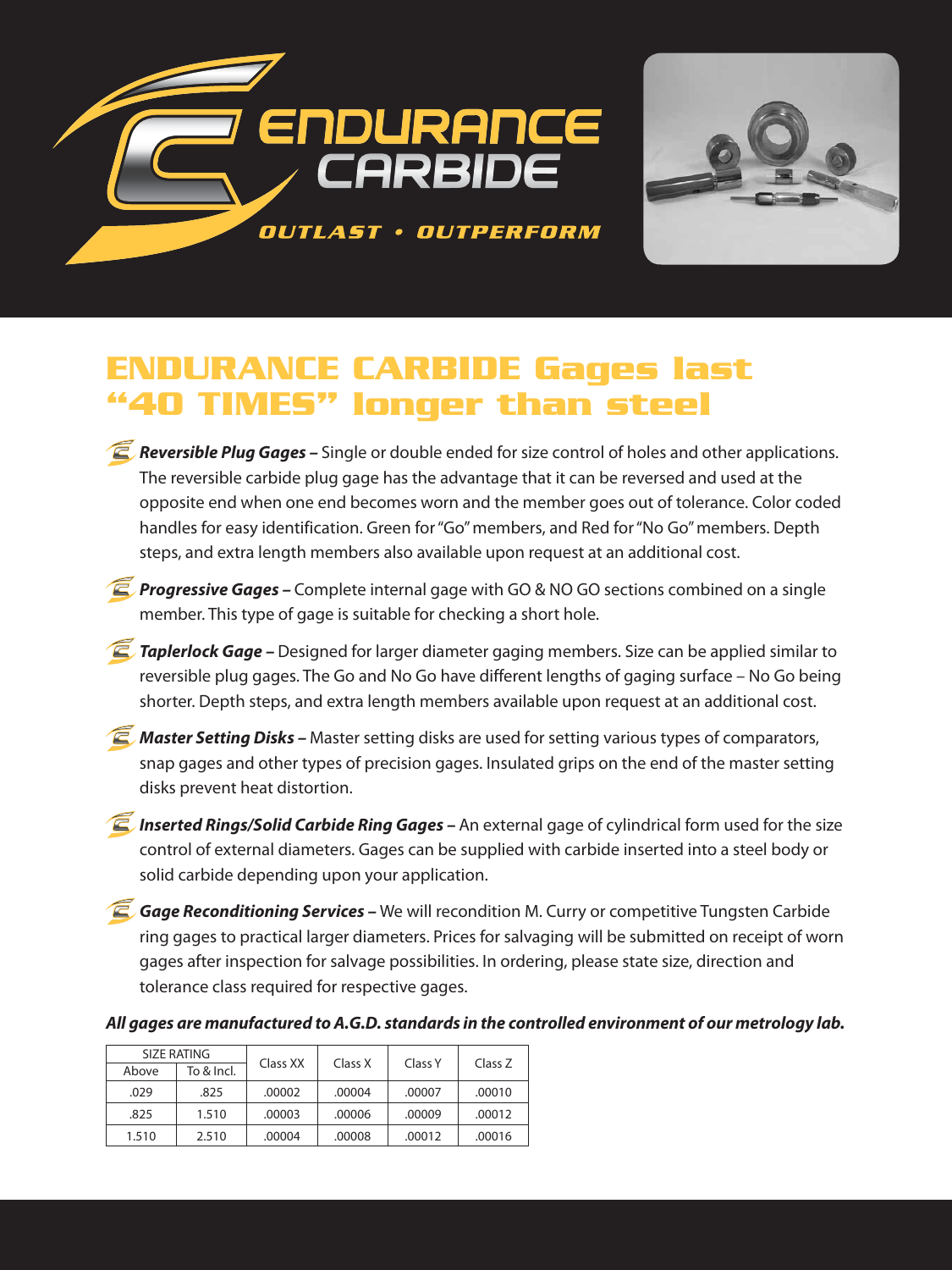ENDURANCE CARBIDE

OUTLAST • OUTPERFORM

# ENDURANCE CARBIDE Gages last "40 TIMES" longer than steel

- ***Reversible Plug Gages –*** Single or double ended for size control of holes and other applications. The reversible carbide plug gage has the advantage that it can be reversed and used at the opposite end when one end becomes worn and the member goes out of tolerance. Color coded handles for easy identification. Green for "Go" members, and Red for "No Go" members. Depth steps, and extra length members also available upon request at an additional cost.

- ***Progressive Gages –*** Complete internal gage with GO & NO GO sections combined on a single member. This type of gage is suitable for checking a short hole.

- ***Taplerlock Gage –*** Designed for larger diameter gaging members. Size can be applied similar to reversible plug gages. The Go and No Go have different lengths of gaging surface – No Go being shorter. Depth steps, and extra length members available upon request at an additional cost.

- ***Master Setting Disks –*** Master setting disks are used for setting various types of comparators, snap gages and other types of precision gages. Insulated grips on the end of the master setting disks prevent heat distortion.

- ***Inserted Rings/Solid Carbide Ring Gages –*** An external gage of cylindrical form used for the size control of external diameters. Gages can be supplied with carbide inserted into a steel body or solid carbide depending upon your application.

- ***Gage Reconditioning Services –*** We will recondition M. Curry or competitive Tungsten Carbide ring gages to practical larger diameters. Prices for salvaging will be submitted on receipt of worn gages after inspection for salvage possibilities. In ordering, please state size, direction and tolerance class required for respective gages.

***All gages are manufactured to A.G.D. standards in the controlled environment of our metrology lab.***

| SIZE RATING | | Class XX | Class X | Class Y | Class Z |
|---|---|---|---|---|---|
| Above | To & Incl. | | | | |
| .029 | .825 | .00002 | .00004 | .00007 | .00010 |
| .825 | 1.510 | .00003 | .00006 | .00009 | .00012 |
| 1.510 | 2.510 | .00004 | .00008 | .00012 | .00016 |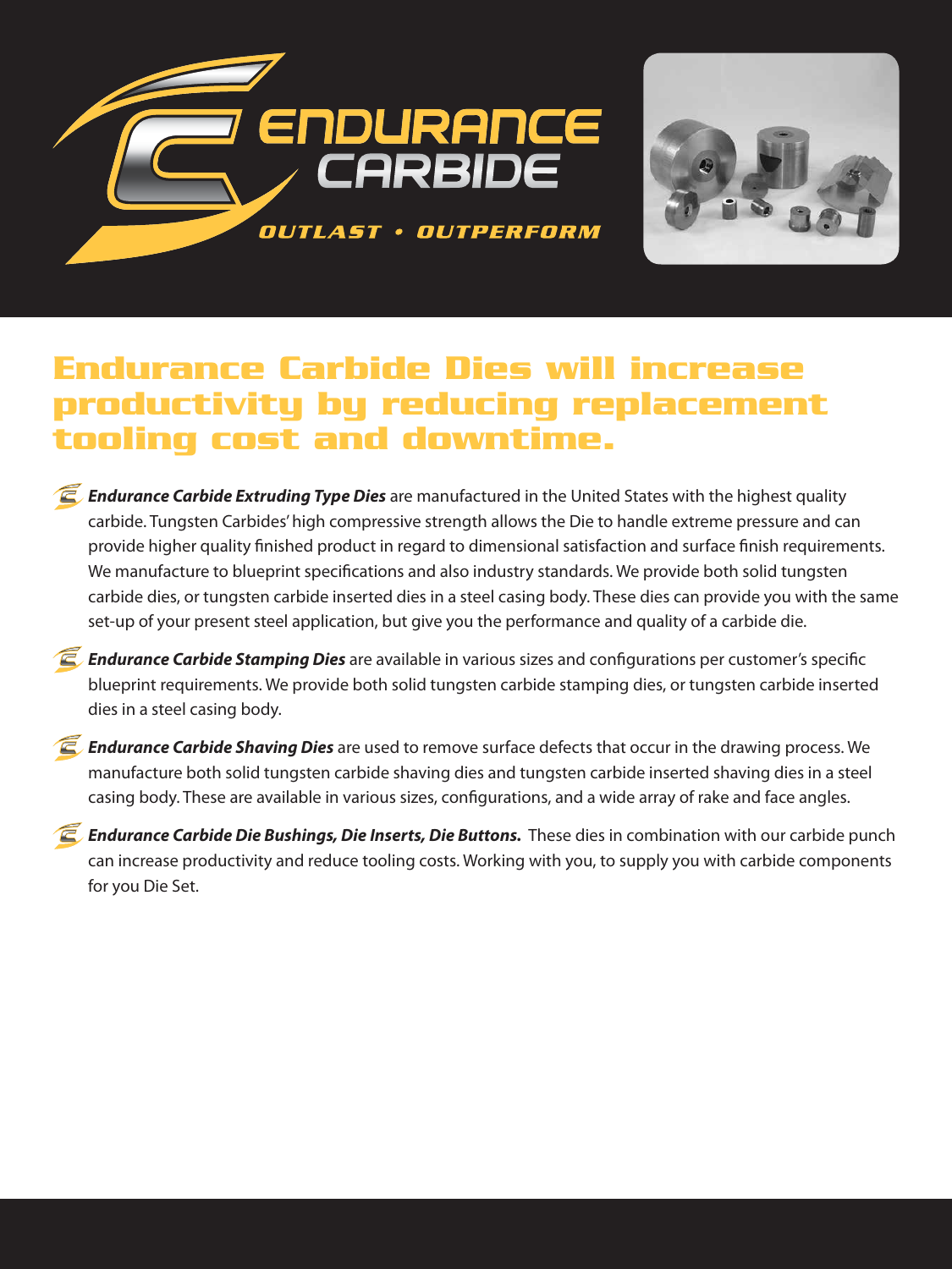ENDURANCE CARBIDE

OUTLAST • OUTPERFORM

# Endurance Carbide Dies will increase productivity by reducing replacement tooling cost and downtime.

- ***Endurance Carbide Extruding Type Dies*** are manufactured in the United States with the highest quality carbide. Tungsten Carbides' high compressive strength allows the Die to handle extreme pressure and can provide higher quality finished product in regard to dimensional satisfaction and surface finish requirements. We manufacture to blueprint specifications and also industry standards. We provide both solid tungsten carbide dies, or tungsten carbide inserted dies in a steel casing body. These dies can provide you with the same set-up of your present steel application, but give you the performance and quality of a carbide die.

- ***Endurance Carbide Stamping Dies*** are available in various sizes and configurations per customer's specific blueprint requirements. We provide both solid tungsten carbide stamping dies, or tungsten carbide inserted dies in a steel casing body.

- ***Endurance Carbide Shaving Dies*** are used to remove surface defects that occur in the drawing process. We manufacture both solid tungsten carbide shaving dies and tungsten carbide inserted shaving dies in a steel casing body. These are available in various sizes, configurations, and a wide array of rake and face angles.

- ***Endurance Carbide Die Bushings, Die Inserts, Die Buttons.*** These dies in combination with our carbide punch can increase productivity and reduce tooling costs. Working with you, to supply you with carbide components for you Die Set.